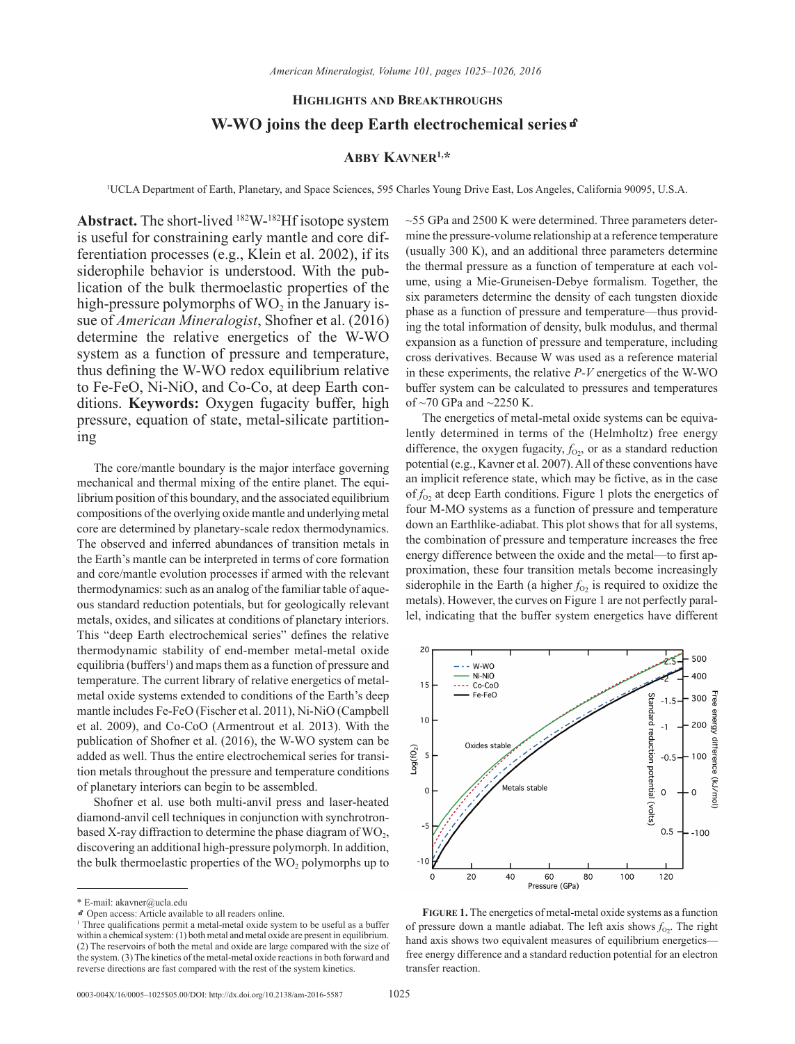**Highlights and Breakthroughs**

# W-WO joins the deep Earth electrochemical series

**Abby Kavner**[1,*]

[1]UCLA Department of Earth, Planetary, and Space Sciences, 595 Charles Young Drive East, Los Angeles, California 90095, U.S.A.

**Abstract.** The short-lived $^{182}$W-$^{182}$Hf isotope system is useful for constraining early mantle and core differentiation processes (e.g., Klein et al. 2002), if its siderophile behavior is understood. With the publication of the bulk thermoelastic properties of the high-pressure polymorphs of $WO_2$ in the January issue of *American Mineralogist*, Shofner et al. (2016) determine the relative energetics of the W-WO system as a function of pressure and temperature, thus defining the W-WO redox equilibrium relative to Fe-FeO, Ni-NiO, and Co-Co, at deep Earth conditions. **Keywords:** Oxygen fugacity buffer, high pressure, equation of state, metal-silicate partitioning

The core/mantle boundary is the major interface governing mechanical and thermal mixing of the entire planet. The equilibrium position of this boundary, and the associated equilibrium compositions of the overlying oxide mantle and underlying metal core are determined by planetary-scale redox thermodynamics. The observed and inferred abundances of transition metals in the Earth's mantle can be interpreted in terms of core formation and core/mantle evolution processes if armed with the relevant thermodynamics: such as an analog of the familiar table of aqueous standard reduction potentials, but for geologically relevant metals, oxides, and silicates at conditions of planetary interiors. This "deep Earth electrochemical series" defines the relative thermodynamic stability of end-member metal-metal oxide equilibria (buffers[1]) and maps them as a function of pressure and temperature. The current library of relative energetics of metal-metal oxide systems extended to conditions of the Earth's deep mantle includes Fe-FeO (Fischer et al. 2011), Ni-NiO (Campbell et al. 2009), and Co-CoO (Armentrout et al. 2013). With the publication of Shofner et al. (2016), the W-WO system can be added as well. Thus the entire electrochemical series for transition metals throughout the pressure and temperature conditions of planetary interiors can begin to be assembled.

Shofner et al. use both multi-anvil press and laser-heated diamond-anvil cell techniques in conjunction with synchrotron-based X-ray diffraction to determine the phase diagram of $WO_2$, discovering an additional high-pressure polymorph. In addition, the bulk thermoelastic properties of the $WO_2$ polymorphs up to ~55 GPa and 2500 K were determined. Three parameters determine the pressure-volume relationship at a reference temperature (usually 300 K), and an additional three parameters determine the thermal pressure as a function of temperature at each volume, using a Mie-Gruneisen-Debye formalism. Together, the six parameters determine the density of each tungsten dioxide phase as a function of pressure and temperature—thus providing the total information of density, bulk modulus, and thermal expansion as a function of pressure and temperature, including cross derivatives. Because W was used as a reference material in these experiments, the relative *P-V* energetics of the W-WO buffer system can be calculated to pressures and temperatures of ~70 GPa and ~2250 K.

The energetics of metal-metal oxide systems can be equivalently determined in terms of the (Helmholtz) free energy difference, the oxygen fugacity, $f_{O_2}$, or as a standard reduction potential (e.g., Kavner et al. 2007). All of these conventions have an implicit reference state, which may be fictive, as in the case of $f_{O_2}$ at deep Earth conditions. Figure 1 plots the energetics of four M-MO systems as a function of pressure and temperature down an Earthlike-adiabat. This plot shows that for all systems, the combination of pressure and temperature increases the free energy difference between the oxide and the metal—to first approximation, these four transition metals become increasingly siderophile in the Earth (a higher $f_{O_2}$ is required to oxidize the metals). However, the curves on Figure 1 are not perfectly parallel, indicating that the buffer system energetics have different

**Figure 1.** The energetics of metal-metal oxide systems as a function of pressure down a mantle adiabat. The left axis shows $f_{O_2}$. The right hand axis shows two equivalent measures of equilibrium energetics—free energy difference and a standard reduction potential for an electron transfer reaction.

---

\* E-mail: akavner@ucla.edu

Open access: Article available to all readers online.

[1] Three qualifications permit a metal-metal oxide system to be useful as a buffer within a chemical system: (1) both metal and metal oxide are present in equilibrium. (2) The reservoirs of both the metal and oxide are large compared with the size of the system. (3) The kinetics of the metal-metal oxide reactions in both forward and reverse directions are fast compared with the rest of the system kinetics.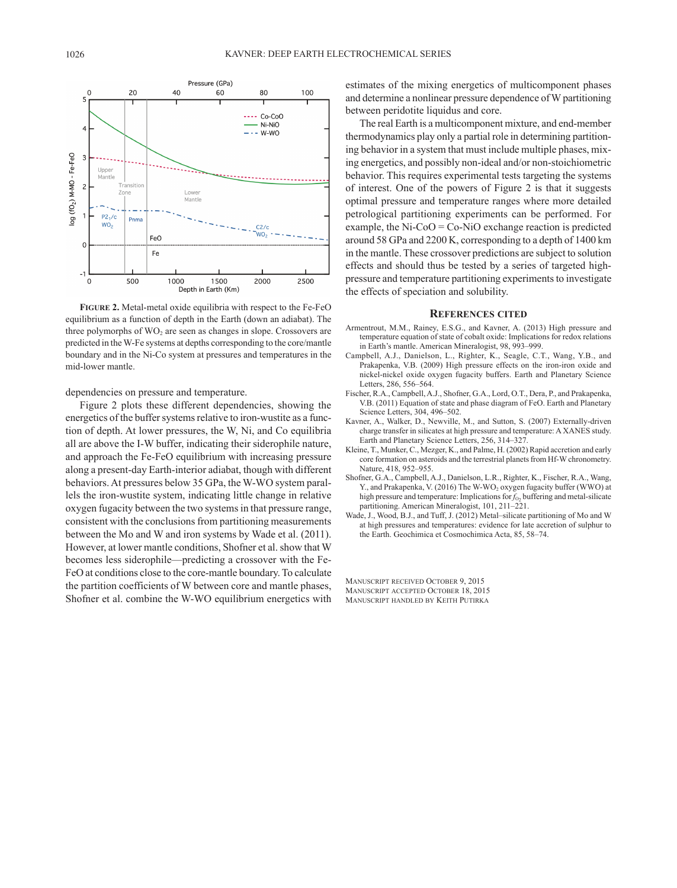Pressure (GPa)

0 20 40 60 80 100

Co-CoO
Ni-NiO
W-WO

log ($fO_2$) M-MO - Fe-FeO

5 4 3 2 1 0 -1

Upper Mantle

Transition Zone

Lower Mantle

$P2_1/c$ $WO_2$

Pnma

$C2/c$ $WO_2$

FeO

Fe

0 500 1000 1500 2000 2500

Depth in Earth (Km)

**Figure 2.** Metal-metal oxide equilibria with respect to the Fe-FeO equilibrium as a function of depth in the Earth (down an adiabat). The three polymorphs of $WO_2$ are seen as changes in slope. Crossovers are predicted in the W-Fe systems at depths corresponding to the core/mantle boundary and in the Ni-Co system at pressures and temperatures in the mid-lower mantle.

dependencies on pressure and temperature.

Figure 2 plots these different dependencies, showing the energetics of the buffer systems relative to iron-wustite as a function of depth. At lower pressures, the W, Ni, and Co equilibria all are above the I-W buffer, indicating their siderophile nature, and approach the Fe-FeO equilibrium with increasing pressure along a present-day Earth-interior adiabat, though with different behaviors. At pressures below 35 GPa, the W-WO system parallels the iron-wustite system, indicating little change in relative oxygen fugacity between the two systems in that pressure range, consistent with the conclusions from partitioning measurements between the Mo and W and iron systems by Wade et al. (2011). However, at lower mantle conditions, Shofner et al. show that W becomes less siderophile—predicting a crossover with the Fe-FeO at conditions close to the core-mantle boundary. To calculate the partition coefficients of W between core and mantle phases, Shofner et al. combine the W-WO equilibrium energetics with estimates of the mixing energetics of multicomponent phases and determine a nonlinear pressure dependence of W partitioning between peridotite liquidus and core.

The real Earth is a multicomponent mixture, and end-member thermodynamics play only a partial role in determining partitioning behavior in a system that must include multiple phases, mixing energetics, and possibly non-ideal and/or non-stoichiometric behavior. This requires experimental tests targeting the systems of interest. One of the powers of Figure 2 is that it suggests optimal pressure and temperature ranges where more detailed petrological partitioning experiments can be performed. For example, the Ni-CoO = Co-NiO exchange reaction is predicted around 58 GPa and 2200 K, corresponding to a depth of 1400 km in the mantle. These crossover predictions are subject to solution effects and should thus be tested by a series of targeted high-pressure and temperature partitioning experiments to investigate the effects of speciation and solubility.

## References Cited

Armentrout, M.M., Rainey, E.S.G., and Kavner, A. (2013) High pressure and temperature equation of state of cobalt oxide: Implications for redox relations in Earth's mantle. American Mineralogist, 98, 993–999.

Campbell, A.J., Danielson, L., Righter, K., Seagle, C.T., Wang, Y.B., and Prakapenka, V.B. (2009) High pressure effects on the iron-iron oxide and nickel-nickel oxide oxygen fugacity buffers. Earth and Planetary Science Letters, 286, 556–564.

Fischer, R.A., Campbell, A.J., Shofner, G.A., Lord, O.T., Dera, P., and Prakapenka, V.B. (2011) Equation of state and phase diagram of FeO. Earth and Planetary Science Letters, 304, 496–502.

Kavner, A., Walker, D., Newville, M., and Sutton, S. (2007) Externally-driven charge transfer in silicates at high pressure and temperature: A XANES study. Earth and Planetary Science Letters, 256, 314–327.

Kleine, T., Munker, C., Mezger, K., and Palme, H. (2002) Rapid accretion and early core formation on asteroids and the terrestrial planets from Hf-W chronometry. Nature, 418, 952–955.

Shofner, G.A., Campbell, A.J., Danielson, L.R., Righter, K., Fischer, R.A., Wang, Y., and Prakapenka, V. (2016) The W-$WO_2$ oxygen fugacity buffer (WWO) at high pressure and temperature: Implications for $f_{O_2}$ buffering and metal-silicate partitioning. American Mineralogist, 101, 211–221.

Wade, J., Wood, B.J., and Tuff, J. (2012) Metal–silicate partitioning of Mo and W at high pressures and temperatures: evidence for late accretion of sulphur to the Earth. Geochimica et Cosmochimica Acta, 85, 58–74.

Manuscript received October 9, 2015
Manuscript accepted October 18, 2015
Manuscript handled by Keith Putirka